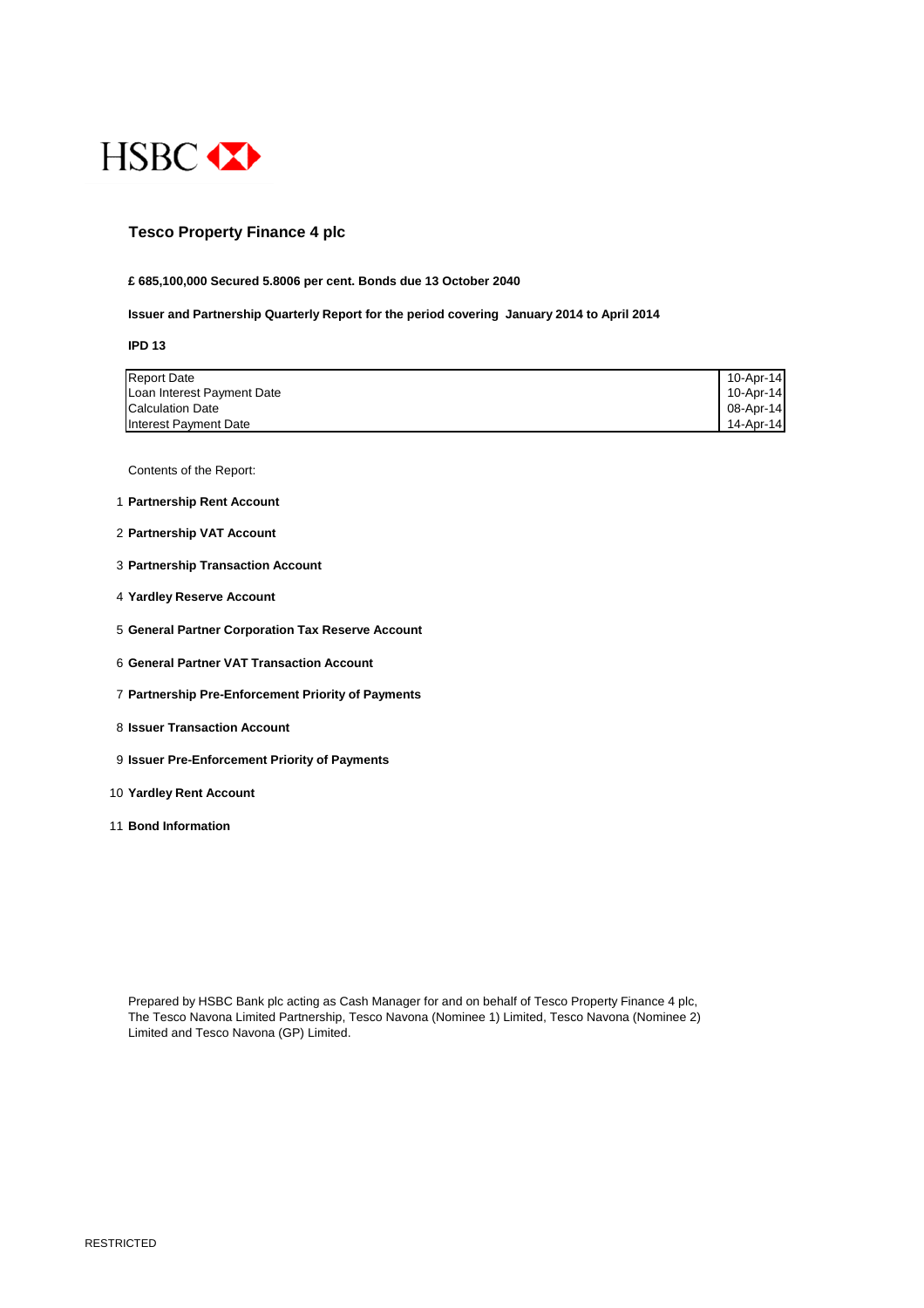HSBC

# Tesco Property Finance 4 plc

**£ 685,100,000 Secured 5.8006 per cent. Bonds due 13 October 2040**

**Issuer and Partnership Quarterly Report for the period covering January 2014 to April 2014**

**IPD 13**

| | |
|---|---|
| Report Date | 10-Apr-14 |
| Loan Interest Payment Date | 10-Apr-14 |
| Calculation Date | 08-Apr-14 |
| Interest Payment Date | 14-Apr-14 |

Contents of the Report:

1. **Partnership Rent Account**
2. **Partnership VAT Account**
3. **Partnership Transaction Account**
4. **Yardley Reserve Account**
5. **General Partner Corporation Tax Reserve Account**
6. **General Partner VAT Transaction Account**
7. **Partnership Pre-Enforcement Priority of Payments**
8. **Issuer Transaction Account**
9. **Issuer Pre-Enforcement Priority of Payments**
10. **Yardley Rent Account**
11. **Bond Information**

Prepared by HSBC Bank plc acting as Cash Manager for and on behalf of Tesco Property Finance 4 plc, The Tesco Navona Limited Partnership, Tesco Navona (Nominee 1) Limited, Tesco Navona (Nominee 2) Limited and Tesco Navona (GP) Limited.

RESTRICTED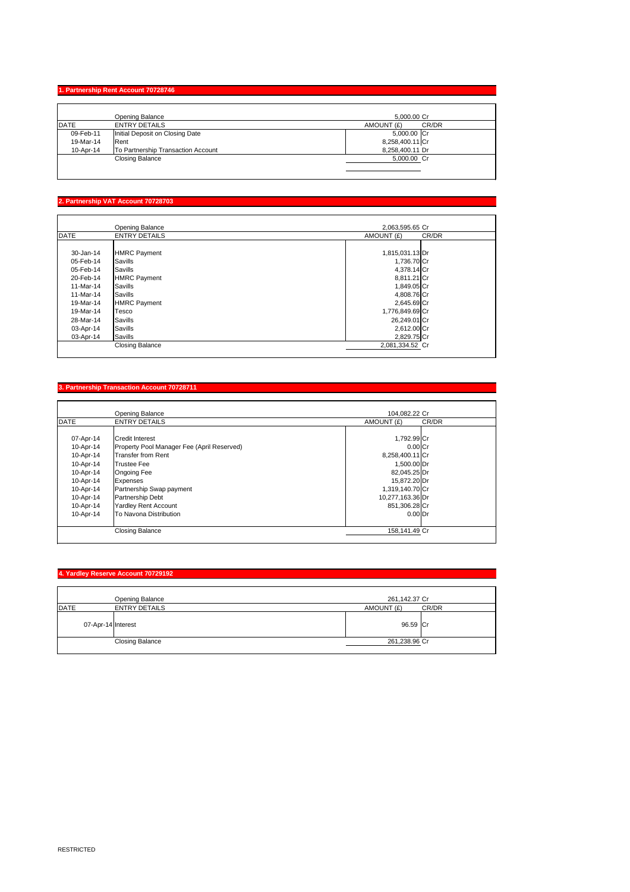## 1. Partnership Rent Account 70728746

| DATE | ENTRY DETAILS | AMOUNT (£) | CR/DR |
|---|---|---|---|
| | Opening Balance | 5,000.00 | Cr |
| 09-Feb-11 | Initial Deposit on Closing Date | 5,000.00 | Cr |
| 19-Mar-14 | Rent | 8,258,400.11 | Cr |
| 10-Apr-14 | To Partnership Transaction Account | 8,258,400.11 | Dr |
| | Closing Balance | 5,000.00 | Cr |

## 2. Partnership VAT Account 70728703

| DATE | ENTRY DETAILS | AMOUNT (£) | CR/DR |
|---|---|---|---|
| | Opening Balance | 2,063,595.65 | Cr |
| 30-Jan-14 | HMRC Payment | 1,815,031.13 | Dr |
| 05-Feb-14 | Savills | 1,736.70 | Cr |
| 05-Feb-14 | Savills | 4,378.14 | Cr |
| 20-Feb-14 | HMRC Payment | 8,811.21 | Cr |
| 11-Mar-14 | Savills | 1,849.05 | Cr |
| 11-Mar-14 | Savills | 4,808.76 | Cr |
| 19-Mar-14 | HMRC Payment | 2,645.69 | Cr |
| 19-Mar-14 | Tesco | 1,776,849.69 | Cr |
| 28-Mar-14 | Savills | 26,249.01 | Cr |
| 03-Apr-14 | Savills | 2,612.00 | Cr |
| 03-Apr-14 | Savills | 2,829.75 | Cr |
| | Closing Balance | 2,081,334.52 | Cr |

## 3. Partnership Transaction Account 70728711

| DATE | ENTRY DETAILS | AMOUNT (£) | CR/DR |
|---|---|---|---|
| | Opening Balance | 104,082.22 | Cr |
| 07-Apr-14 | Credit Interest | 1,792.99 | Cr |
| 10-Apr-14 | Property Pool Manager Fee (April Reserved) | 0.00 | Cr |
| 10-Apr-14 | Transfer from Rent | 8,258,400.11 | Cr |
| 10-Apr-14 | Trustee Fee | 1,500.00 | Dr |
| 10-Apr-14 | Ongoing Fee | 82,045.25 | Dr |
| 10-Apr-14 | Expenses | 15,872.20 | Dr |
| 10-Apr-14 | Partnership Swap payment | 1,319,140.70 | Cr |
| 10-Apr-14 | Partnership Debt | 10,277,163.36 | Dr |
| 10-Apr-14 | Yardley Rent Account | 851,306.28 | Cr |
| 10-Apr-14 | To Navona Distribution | 0.00 | Dr |
| | Closing Balance | 158,141.49 | Cr |

## 4. Yardley Reserve Account 70729192

| DATE | ENTRY DETAILS | AMOUNT (£) | CR/DR |
|---|---|---|---|
| | Opening Balance | 261,142.37 | Cr |
| 07-Apr-14 | Interest | 96.59 | Cr |
| | Closing Balance | 261,238.96 | Cr |

RESTRICTED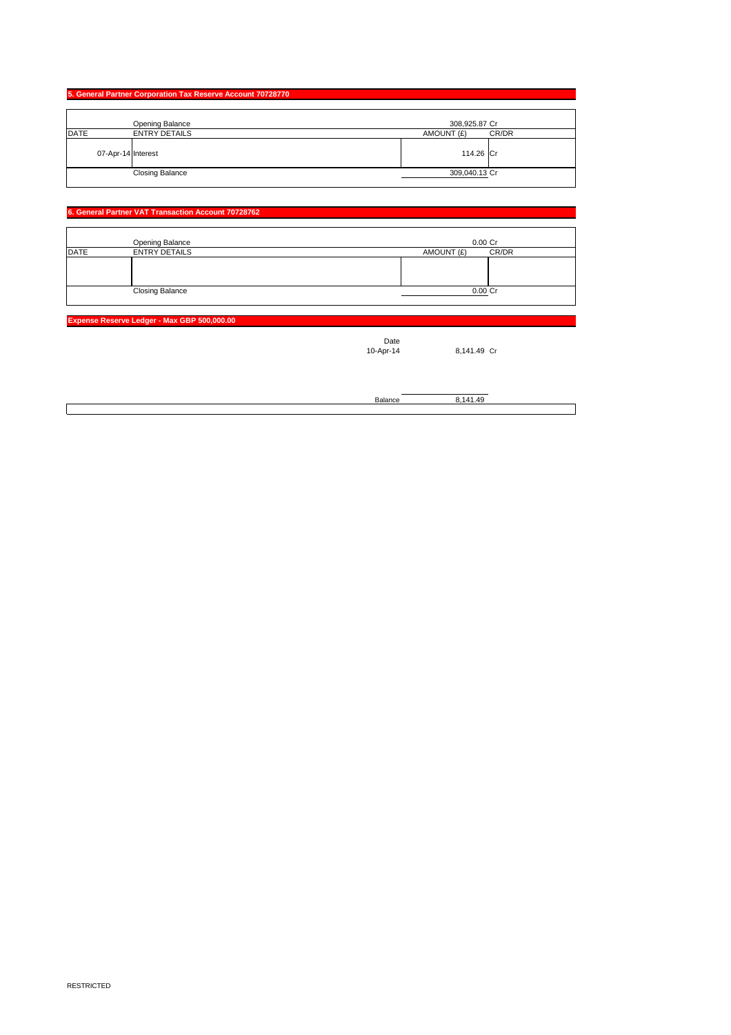## 5. General Partner Corporation Tax Reserve Account 70728770

| DATE | ENTRY DETAILS | AMOUNT (£) | CR/DR |
|---|---|---|---|
| | Opening Balance | 308,925.87 | Cr |
| 07-Apr-14 | Interest | 114.26 | Cr |
| | Closing Balance | 309,040.13 | Cr |

## 6. General Partner VAT Transaction Account 70728762

| DATE | ENTRY DETAILS | AMOUNT (£) | CR/DR |
|---|---|---|---|
| | Opening Balance | 0.00 | Cr |
| | | | |
| | Closing Balance | 0.00 | Cr |

## Expense Reserve Ledger - Max GBP 500,000.00

| Date | Amount | |
|---|---|---|
| 10-Apr-14 | 8,141.49 | Cr |
| Balance | 8,141.49 | |

RESTRICTED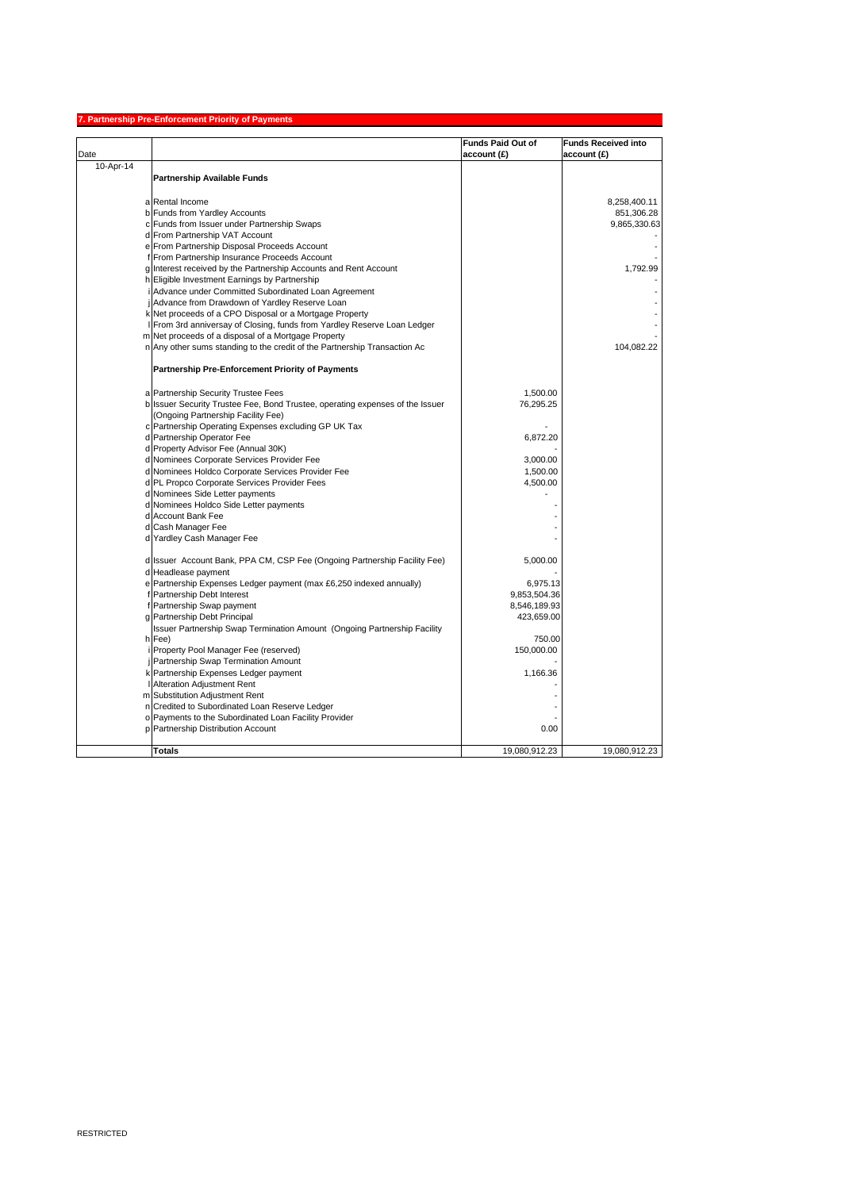## 7. Partnership Pre-Enforcement Priority of Payments

| Date | | | Funds Paid Out of account (£) | Funds Received into account (£) |
|---|---|---|---|---|
| 10-Apr-14 | | **Partnership Available Funds** | | |
| | a | Rental Income | | 8,258,400.11 |
| | b | Funds from Yardley Accounts | | 851,306.28 |
| | c | Funds from Issuer under Partnership Swaps | | 9,865,330.63 |
| | d | From Partnership VAT Account | | - |
| | e | From Partnership Disposal Proceeds Account | | - |
| | f | From Partnership Insurance Proceeds Account | | - |
| | g | Interest received by the Partnership Accounts and Rent Account | | 1,792.99 |
| | h | Eligible Investment Earnings by Partnership | | - |
| | i | Advance under Committed Subordinated Loan Agreement | | - |
| | j | Advance from Drawdown of Yardley Reserve Loan | | - |
| | k | Net proceeds of a CPO Disposal or a Mortgage Property | | - |
| | l | From 3rd anniversary of Closing, funds from Yardley Reserve Loan Ledger | | - |
| | m | Net proceeds of a disposal of a Mortgage Property | | - |
| | n | Any other sums standing to the credit of the Partnership Transaction Ac | | 104,082.22 |
| | | **Partnership Pre-Enforcement Priority of Payments** | | |
| | a | Partnership Security Trustee Fees | 1,500.00 | |
| | b | Issuer Security Trustee Fee, Bond Trustee, operating expenses of the Issuer (Ongoing Partnership Facility Fee) | 76,295.25 | |
| | c | Partnership Operating Expenses excluding GP UK Tax | - | |
| | d | Partnership Operator Fee | 6,872.20 | |
| | d | Property Advisor Fee (Annual 30K) | - | |
| | d | Nominees Corporate Services Provider Fee | 3,000.00 | |
| | d | Nominees Holdco Corporate Services Provider Fee | 1,500.00 | |
| | d | PL Propco Corporate Services Provider Fees | 4,500.00 | |
| | d | Nominees Side Letter payments | - | |
| | d | Nominees Holdco Side Letter payments | - | |
| | d | Account Bank Fee | - | |
| | d | Cash Manager Fee | - | |
| | d | Yardley Cash Manager Fee | - | |
| | d | Issuer Account Bank, PPA CM, CSP Fee (Ongoing Partnership Facility Fee) | 5,000.00 | |
| | d | Headlease payment | - | |
| | e | Partnership Expenses Ledger payment (max £6,250 indexed annually) | 6,975.13 | |
| | f | Partnership Debt Interest | 9,853,504.36 | |
| | f | Partnership Swap payment | 8,546,189.93 | |
| | g | Partnership Debt Principal | 423,659.00 | |
| | h | Issuer Partnership Swap Termination Amount (Ongoing Partnership Facility Fee) | 750.00 | |
| | i | Property Pool Manager Fee (reserved) | 150,000.00 | |
| | j | Partnership Swap Termination Amount | - | |
| | k | Partnership Expenses Ledger payment | 1,166.36 | |
| | l | Alteration Adjustment Rent | - | |
| | m | Substitution Adjustment Rent | - | |
| | n | Credited to Subordinated Loan Reserve Ledger | - | |
| | o | Payments to the Subordinated Loan Facility Provider | - | |
| | p | Partnership Distribution Account | 0.00 | |
| | | **Totals** | 19,080,912.23 | 19,080,912.23 |

RESTRICTED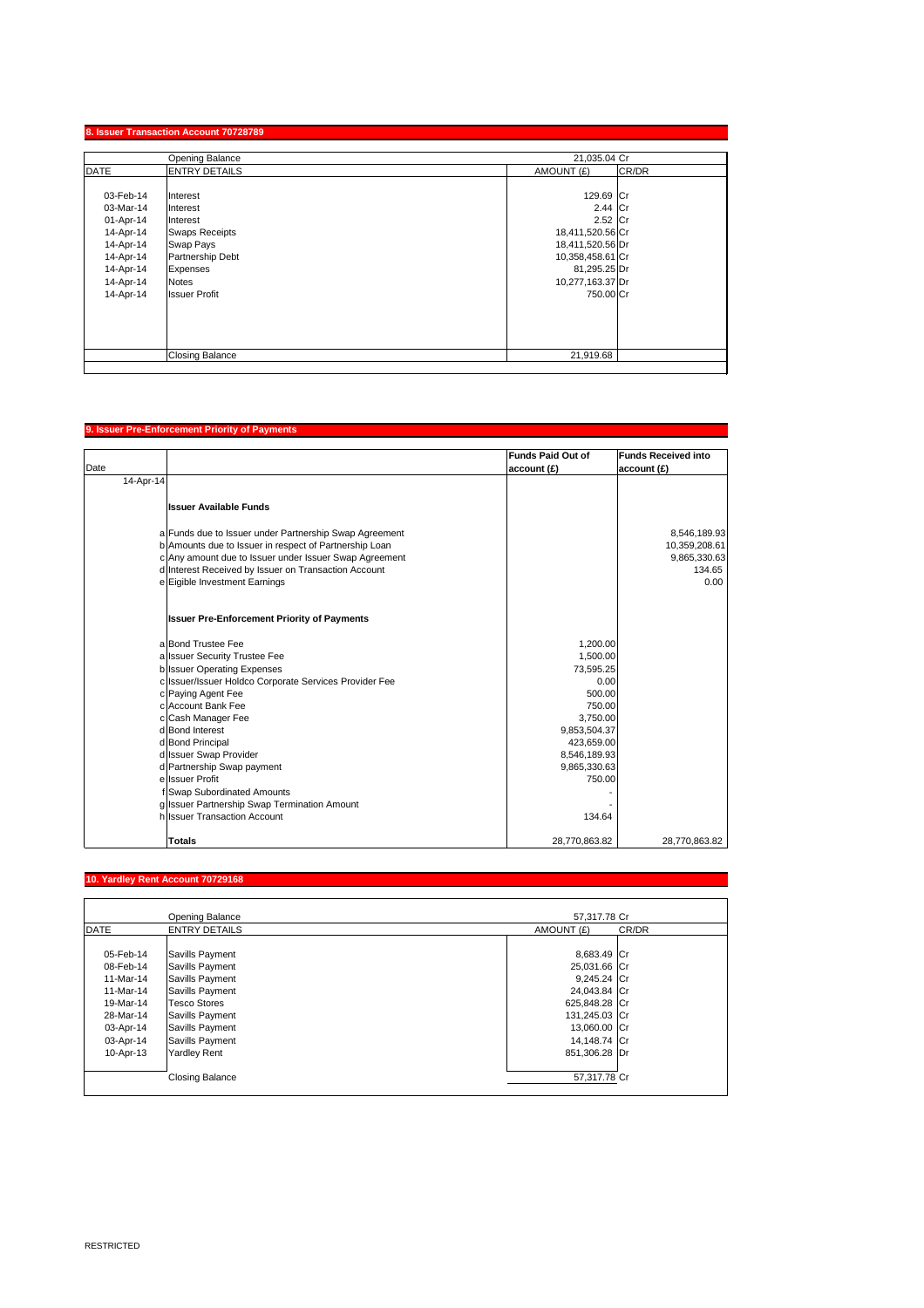## 8. Issuer Transaction Account 70728789

| DATE | ENTRY DETAILS | AMOUNT (£) | CR/DR |
|---|---|---|---|
| | Opening Balance | 21,035.04 | Cr |
| 03-Feb-14 | Interest | 129.69 | Cr |
| 03-Mar-14 | Interest | 2.44 | Cr |
| 01-Apr-14 | Interest | 2.52 | Cr |
| 14-Apr-14 | Swaps Receipts | 18,411,520.56 | Cr |
| 14-Apr-14 | Swap Pays | 18,411,520.56 | Dr |
| 14-Apr-14 | Partnership Debt | 10,358,458.61 | Cr |
| 14-Apr-14 | Expenses | 81,295.25 | Dr |
| 14-Apr-14 | Notes | 10,277,163.37 | Dr |
| 14-Apr-14 | Issuer Profit | 750.00 | Cr |
| | Closing Balance | 21,919.68 | |

## 9. Issuer Pre-Enforcement Priority of Payments

| Date | | | Funds Paid Out of account (£) | Funds Received into account (£) |
|---|---|---|---|---|
| 14-Apr-14 | | | | |
| | | **Issuer Available Funds** | | |
| | a | Funds due to Issuer under Partnership Swap Agreement | | 8,546,189.93 |
| | b | Amounts due to Issuer in respect of Partnership Loan | | 10,359,208.61 |
| | c | Any amount due to Issuer under Issuer Swap Agreement | | 9,865,330.63 |
| | d | Interest Received by Issuer on Transaction Account | | 134.65 |
| | e | Eigible Investment Earnings | | 0.00 |
| | | **Issuer Pre-Enforcement Priority of Payments** | | |
| | a | Bond Trustee Fee | 1,200.00 | |
| | a | Issuer Security Trustee Fee | 1,500.00 | |
| | b | Issuer Operating Expenses | 73,595.25 | |
| | c | Issuer/Issuer Holdco Corporate Services Provider Fee | 0.00 | |
| | c | Paying Agent Fee | 500.00 | |
| | c | Account Bank Fee | 750.00 | |
| | c | Cash Manager Fee | 3,750.00 | |
| | d | Bond Interest | 9,853,504.37 | |
| | d | Bond Principal | 423,659.00 | |
| | d | Issuer Swap Provider | 8,546,189.93 | |
| | d | Partnership Swap payment | 9,865,330.63 | |
| | e | Issuer Profit | 750.00 | |
| | f | Swap Subordinated Amounts | - | |
| | g | Issuer Partnership Swap Termination Amount | - | |
| | h | Issuer Transaction Account | 134.64 | |
| | | **Totals** | 28,770,863.82 | 28,770,863.82 |

## 10. Yardley Rent Account 70729168

| DATE | ENTRY DETAILS | AMOUNT (£) | CR/DR |
|---|---|---|---|
| | Opening Balance | 57,317.78 | Cr |
| 05-Feb-14 | Savills Payment | 8,683.49 | Cr |
| 08-Feb-14 | Savills Payment | 25,031.66 | Cr |
| 11-Mar-14 | Savills Payment | 9,245.24 | Cr |
| 11-Mar-14 | Savills Payment | 24,043.84 | Cr |
| 19-Mar-14 | Tesco Stores | 625,848.28 | Cr |
| 28-Mar-14 | Savills Payment | 131,245.03 | Cr |
| 03-Apr-14 | Savills Payment | 13,060.00 | Cr |
| 03-Apr-14 | Savills Payment | 14,148.74 | Cr |
| 10-Apr-13 | Yardley Rent | 851,306.28 | Dr |
| | Closing Balance | 57,317.78 | Cr |

RESTRICTED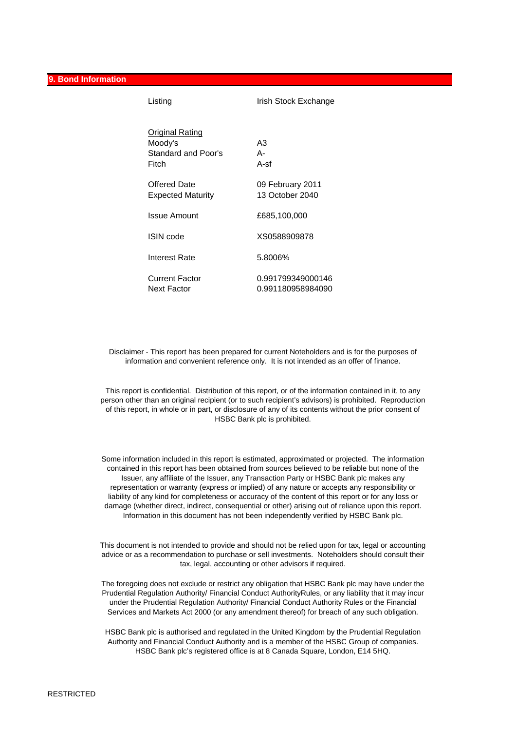## 9. Bond Information

| | |
|---|---|
| Listing | Irish Stock Exchange |
| Original Rating | |
| Moody's | A3 |
| Standard and Poor's | A- |
| Fitch | A-sf |
| Offered Date | 09 February 2011 |
| Expected Maturity | 13 October 2040 |
| Issue Amount | £685,100,000 |
| ISIN code | XS0588909878 |
| Interest Rate | 5.8006% |
| Current Factor | 0.991799349000146 |
| Next Factor | 0.991180958984090 |

Disclaimer - This report has been prepared for current Noteholders and is for the purposes of information and convenient reference only. It is not intended as an offer of finance.

This report is confidential. Distribution of this report, or of the information contained in it, to any person other than an original recipient (or to such recipient's advisors) is prohibited. Reproduction of this report, in whole or in part, or disclosure of any of its contents without the prior consent of HSBC Bank plc is prohibited.

Some information included in this report is estimated, approximated or projected. The information contained in this report has been obtained from sources believed to be reliable but none of the Issuer, any affiliate of the Issuer, any Transaction Party or HSBC Bank plc makes any representation or warranty (express or implied) of any nature or accepts any responsibility or liability of any kind for completeness or accuracy of the content of this report or for any loss or damage (whether direct, indirect, consequential or other) arising out of reliance upon this report. Information in this document has not been independently verified by HSBC Bank plc.

This document is not intended to provide and should not be relied upon for tax, legal or accounting advice or as a recommendation to purchase or sell investments. Noteholders should consult their tax, legal, accounting or other advisors if required.

The foregoing does not exclude or restrict any obligation that HSBC Bank plc may have under the Prudential Regulation Authority/ Financial Conduct AuthorityRules, or any liability that it may incur under the Prudential Regulation Authority/ Financial Conduct Authority Rules or the Financial Services and Markets Act 2000 (or any amendment thereof) for breach of any such obligation.

HSBC Bank plc is authorised and regulated in the United Kingdom by the Prudential Regulation Authority and Financial Conduct Authority and is a member of the HSBC Group of companies. HSBC Bank plc's registered office is at 8 Canada Square, London, E14 5HQ.

RESTRICTED